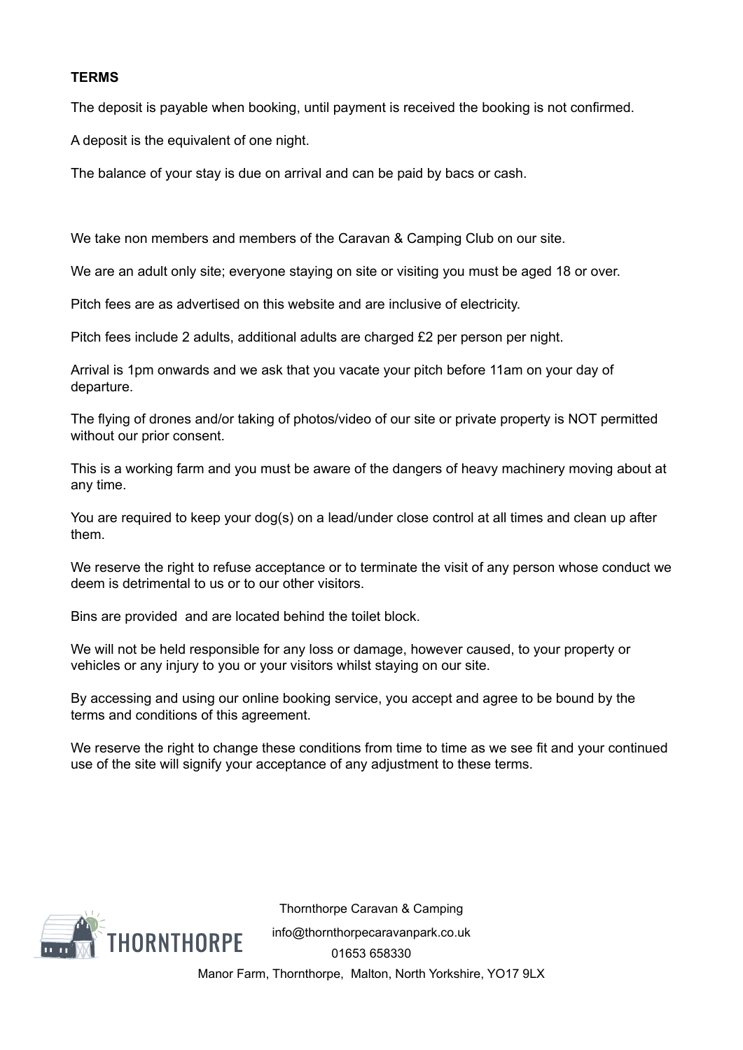**TERMS**

The deposit is payable when booking, until payment is received the booking is not confirmed.

A deposit is the equivalent of one night.

The balance of your stay is due on arrival and can be paid by bacs or cash.

We take non members and members of the Caravan & Camping Club on our site.

We are an adult only site; everyone staying on site or visiting you must be aged 18 or over.

Pitch fees are as advertised on this website and are inclusive of electricity.

Pitch fees include 2 adults, additional adults are charged £2 per person per night.

Arrival is 1pm onwards and we ask that you vacate your pitch before 11am on your day of departure.

The flying of drones and/or taking of photos/video of our site or private property is NOT permitted without our prior consent.

This is a working farm and you must be aware of the dangers of heavy machinery moving about at any time.

You are required to keep your dog(s) on a lead/under close control at all times and clean up after them.

We reserve the right to refuse acceptance or to terminate the visit of any person whose conduct we deem is detrimental to us or to our other visitors.

Bins are provided and are located behind the toilet block.

We will not be held responsible for any loss or damage, however caused, to your property or vehicles or any injury to you or your visitors whilst staying on our site.

By accessing and using our online booking service, you accept and agree to be bound by the terms and conditions of this agreement.

We reserve the right to change these conditions from time to time as we see fit and your continued use of the site will signify your acceptance of any adjustment to these terms.

THORNTHORPE

Thornthorpe Caravan & Camping

info@thornthorpecaravanpark.co.uk

01653 658330

Manor Farm, Thornthorpe, Malton, North Yorkshire, YO17 9LX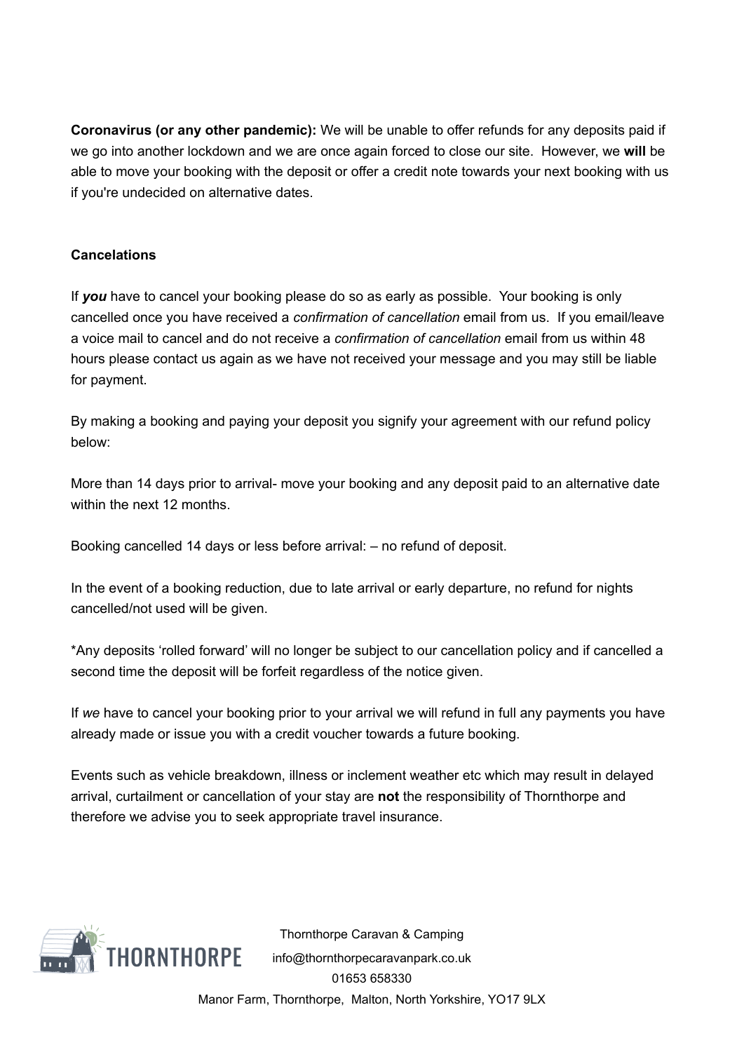**Coronavirus (or any other pandemic):** We will be unable to offer refunds for any deposits paid if we go into another lockdown and we are once again forced to close our site. However, we **will** be able to move your booking with the deposit or offer a credit note towards your next booking with us if you're undecided on alternative dates.

**Cancelations**

If ***you*** have to cancel your booking please do so as early as possible. Your booking is only cancelled once you have received a *confirmation of cancellation* email from us. If you email/leave a voice mail to cancel and do not receive a *confirmation of cancellation* email from us within 48 hours please contact us again as we have not received your message and you may still be liable for payment.

By making a booking and paying your deposit you signify your agreement with our refund policy below:

More than 14 days prior to arrival- move your booking and any deposit paid to an alternative date within the next 12 months.

Booking cancelled 14 days or less before arrival: – no refund of deposit.

In the event of a booking reduction, due to late arrival or early departure, no refund for nights cancelled/not used will be given.

*Any deposits 'rolled forward' will no longer be subject to our cancellation policy and if cancelled a second time the deposit will be forfeit regardless of the notice given.

If *we* have to cancel your booking prior to your arrival we will refund in full any payments you have already made or issue you with a credit voucher towards a future booking.

Events such as vehicle breakdown, illness or inclement weather etc which may result in delayed arrival, curtailment or cancellation of your stay are **not** the responsibility of Thornthorpe and therefore we advise you to seek appropriate travel insurance.